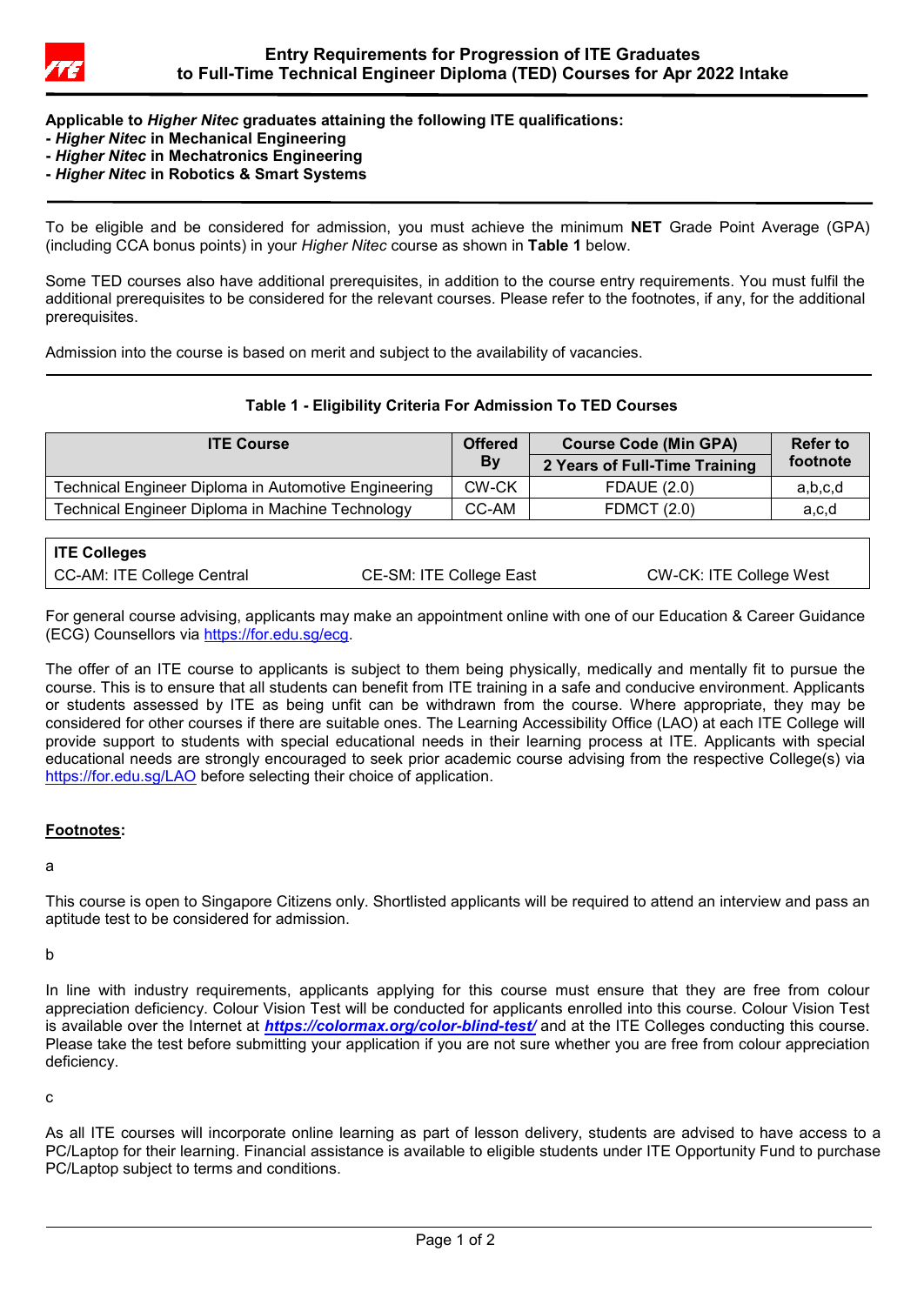# Entry Requirements for Progression of ITE Graduates to Full-Time Technical Engineer Diploma (TED) Courses for Apr 2022 Intake

**Applicable to *Higher Nitec* graduates attaining the following ITE qualifications:**
**- *Higher Nitec* in Mechanical Engineering**
**- *Higher Nitec* in Mechatronics Engineering**
**- *Higher Nitec* in Robotics & Smart Systems**

To be eligible and be considered for admission, you must achieve the minimum **NET** Grade Point Average (GPA) (including CCA bonus points) in your *Higher Nitec* course as shown in **Table 1** below.

Some TED courses also have additional prerequisites, in addition to the course entry requirements. You must fulfil the additional prerequisites to be considered for the relevant courses. Please refer to the footnotes, if any, for the additional prerequisites.

Admission into the course is based on merit and subject to the availability of vacancies.

**Table 1 - Eligibility Criteria For Admission To TED Courses**

| ITE Course | Offered By | Course Code (Min GPA) | Refer to footnote |
|---|---|---|---|
| | | 2 Years of Full-Time Training | |
| Technical Engineer Diploma in Automotive Engineering | CW-CK | FDAUE (2.0) | a,b,c,d |
| Technical Engineer Diploma in Machine Technology | CC-AM | FDMCT (2.0) | a,c,d |

| ITE Colleges | | |
|---|---|---|
| CC-AM: ITE College Central | CE-SM: ITE College East | CW-CK: ITE College West |

For general course advising, applicants may make an appointment online with one of our Education & Career Guidance (ECG) Counsellors via https://for.edu.sg/ecg.

The offer of an ITE course to applicants is subject to them being physically, medically and mentally fit to pursue the course. This is to ensure that all students can benefit from ITE training in a safe and conducive environment. Applicants or students assessed by ITE as being unfit can be withdrawn from the course. Where appropriate, they may be considered for other courses if there are suitable ones. The Learning Accessibility Office (LAO) at each ITE College will provide support to students with special educational needs in their learning process at ITE. Applicants with special educational needs are strongly encouraged to seek prior academic course advising from the respective College(s) via https://for.edu.sg/LAO before selecting their choice of application.

**Footnotes:**

a

This course is open to Singapore Citizens only. Shortlisted applicants will be required to attend an interview and pass an aptitude test to be considered for admission.

b

In line with industry requirements, applicants applying for this course must ensure that they are free from colour appreciation deficiency. Colour Vision Test will be conducted for applicants enrolled into this course. Colour Vision Test is available over the Internet at ***https://colormax.org/color-blind-test/*** and at the ITE Colleges conducting this course. Please take the test before submitting your application if you are not sure whether you are free from colour appreciation deficiency.

c

As all ITE courses will incorporate online learning as part of lesson delivery, students are advised to have access to a PC/Laptop for their learning. Financial assistance is available to eligible students under ITE Opportunity Fund to purchase PC/Laptop subject to terms and conditions.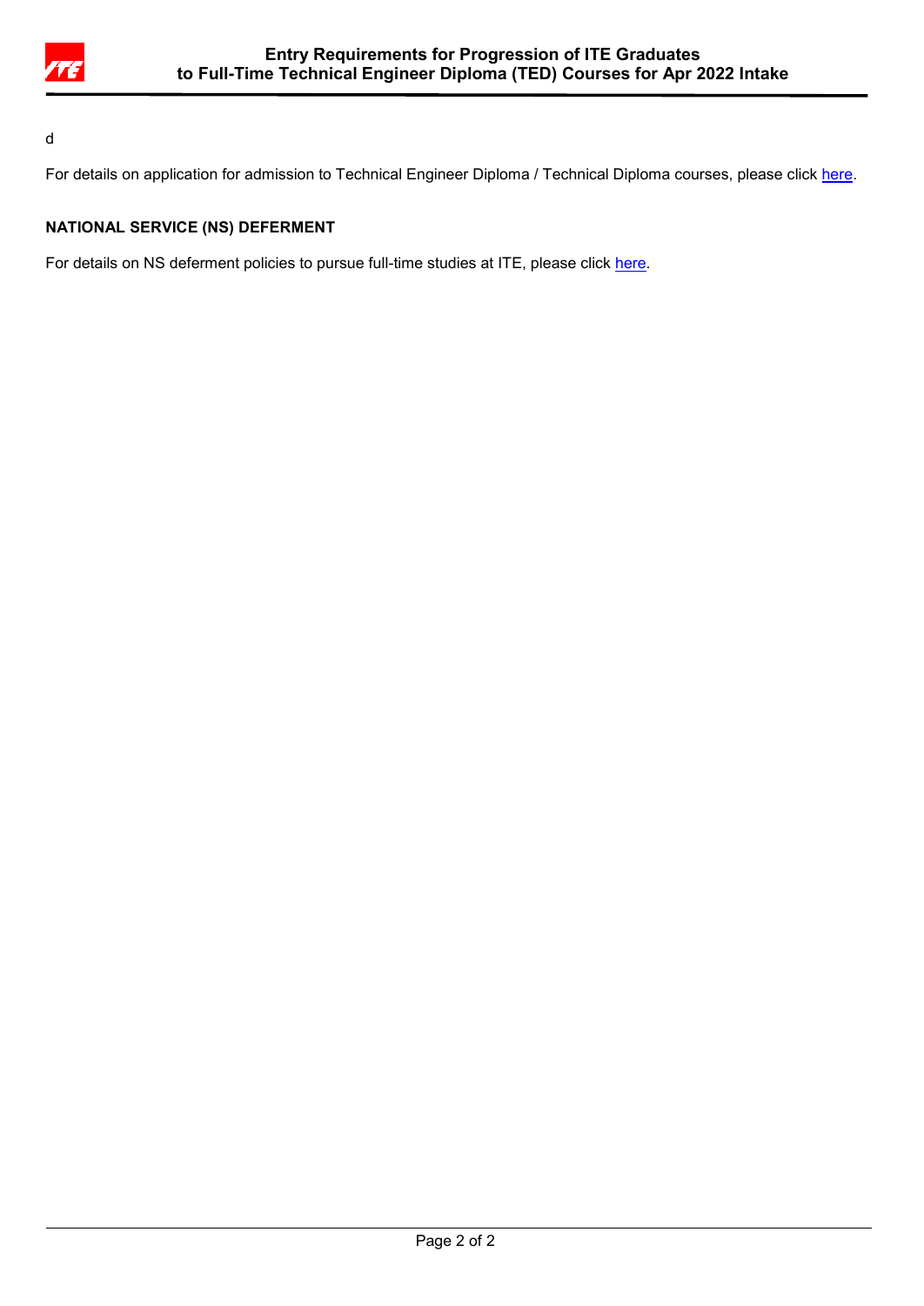d

For details on application for admission to Technical Engineer Diploma / Technical Diploma courses, please click here.

**NATIONAL SERVICE (NS) DEFERMENT**

For details on NS deferment policies to pursue full-time studies at ITE, please click here.